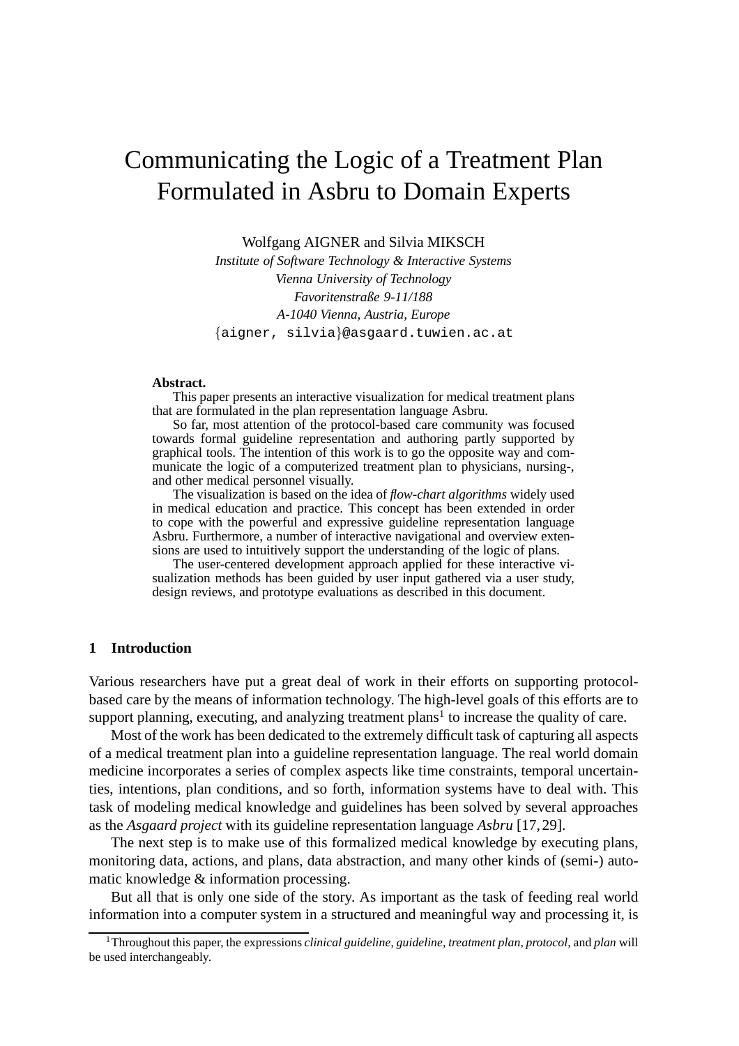# Communicating the Logic of a Treatment Plan Formulated in Asbru to Domain Experts

Wolfgang AIGNER and Silvia MIKSCH

*Institute of Software Technology & Interactive Systems*
*Vienna University of Technology*
*Favoritenstraße 9-11/188*
*A-1040 Vienna, Austria, Europe*
{aigner, silvia}@asgaard.tuwien.ac.at

**Abstract.**

This paper presents an interactive visualization for medical treatment plans that are formulated in the plan representation language Asbru.

So far, most attention of the protocol-based care community was focused towards formal guideline representation and authoring partly supported by graphical tools. The intention of this work is to go the opposite way and communicate the logic of a computerized treatment plan to physicians, nursing-, and other medical personnel visually.

The visualization is based on the idea of *flow-chart algorithms* widely used in medical education and practice. This concept has been extended in order to cope with the powerful and expressive guideline representation language Asbru. Furthermore, a number of interactive navigational and overview extensions are used to intuitively support the understanding of the logic of plans.

The user-centered development approach applied for these interactive visualization methods has been guided by user input gathered via a user study, design reviews, and prototype evaluations as described in this document.

## 1 Introduction

Various researchers have put a great deal of work in their efforts on supporting protocol-based care by the means of information technology. The high-level goals of this efforts are to support planning, executing, and analyzing treatment plans[1] to increase the quality of care.

Most of the work has been dedicated to the extremely difficult task of capturing all aspects of a medical treatment plan into a guideline representation language. The real world domain medicine incorporates a series of complex aspects like time constraints, temporal uncertainties, intentions, plan conditions, and so forth, information systems have to deal with. This task of modeling medical knowledge and guidelines has been solved by several approaches as the *Asgaard project* with its guideline representation language *Asbru* [17, 29].

The next step is to make use of this formalized medical knowledge by executing plans, monitoring data, actions, and plans, data abstraction, and many other kinds of (semi-) automatic knowledge & information processing.

But all that is only one side of the story. As important as the task of feeding real world information into a computer system in a structured and meaningful way and processing it, is

[1] Throughout this paper, the expressions *clinical guideline*, *guideline*, *treatment plan*, *protocol*, and *plan* will be used interchangeably.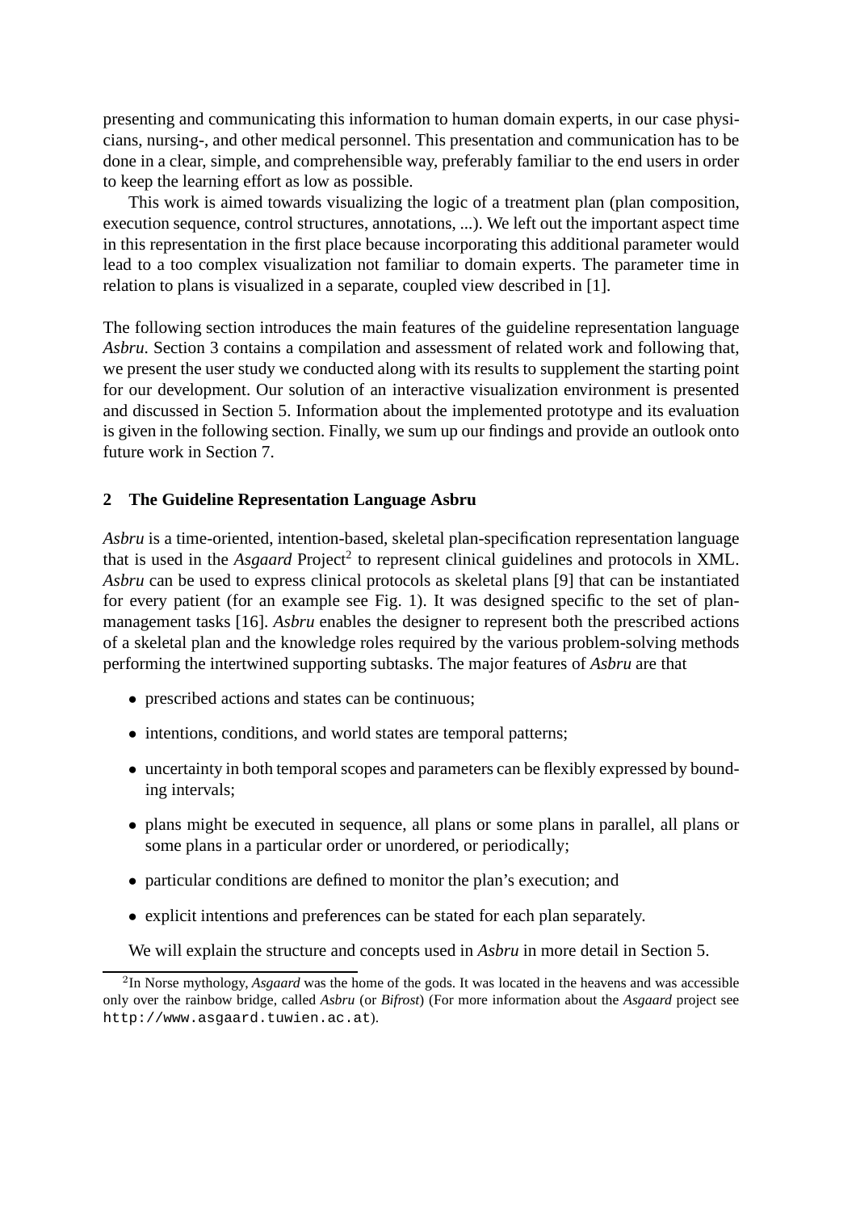presenting and communicating this information to human domain experts, in our case physicians, nursing-, and other medical personnel. This presentation and communication has to be done in a clear, simple, and comprehensible way, preferably familiar to the end users in order to keep the learning effort as low as possible.

This work is aimed towards visualizing the logic of a treatment plan (plan composition, execution sequence, control structures, annotations, ...). We left out the important aspect time in this representation in the first place because incorporating this additional parameter would lead to a too complex visualization not familiar to domain experts. The parameter time in relation to plans is visualized in a separate, coupled view described in [1].

The following section introduces the main features of the guideline representation language *Asbru*. Section 3 contains a compilation and assessment of related work and following that, we present the user study we conducted along with its results to supplement the starting point for our development. Our solution of an interactive visualization environment is presented and discussed in Section 5. Information about the implemented prototype and its evaluation is given in the following section. Finally, we sum up our findings and provide an outlook onto future work in Section 7.

## 2 The Guideline Representation Language Asbru

*Asbru* is a time-oriented, intention-based, skeletal plan-specification representation language that is used in the *Asgaard* Project[2] to represent clinical guidelines and protocols in XML. *Asbru* can be used to express clinical protocols as skeletal plans [9] that can be instantiated for every patient (for an example see Fig. 1). It was designed specific to the set of plan-management tasks [16]. *Asbru* enables the designer to represent both the prescribed actions of a skeletal plan and the knowledge roles required by the various problem-solving methods performing the intertwined supporting subtasks. The major features of *Asbru* are that

- prescribed actions and states can be continuous;
- intentions, conditions, and world states are temporal patterns;
- uncertainty in both temporal scopes and parameters can be flexibly expressed by bounding intervals;
- plans might be executed in sequence, all plans or some plans in parallel, all plans or some plans in a particular order or unordered, or periodically;
- particular conditions are defined to monitor the plan's execution; and
- explicit intentions and preferences can be stated for each plan separately.

We will explain the structure and concepts used in *Asbru* in more detail in Section 5.

[2] In Norse mythology, *Asgaard* was the home of the gods. It was located in the heavens and was accessible only over the rainbow bridge, called *Asbru* (or *Bifrost*) (For more information about the *Asgaard* project see http://www.asgaard.tuwien.ac.at).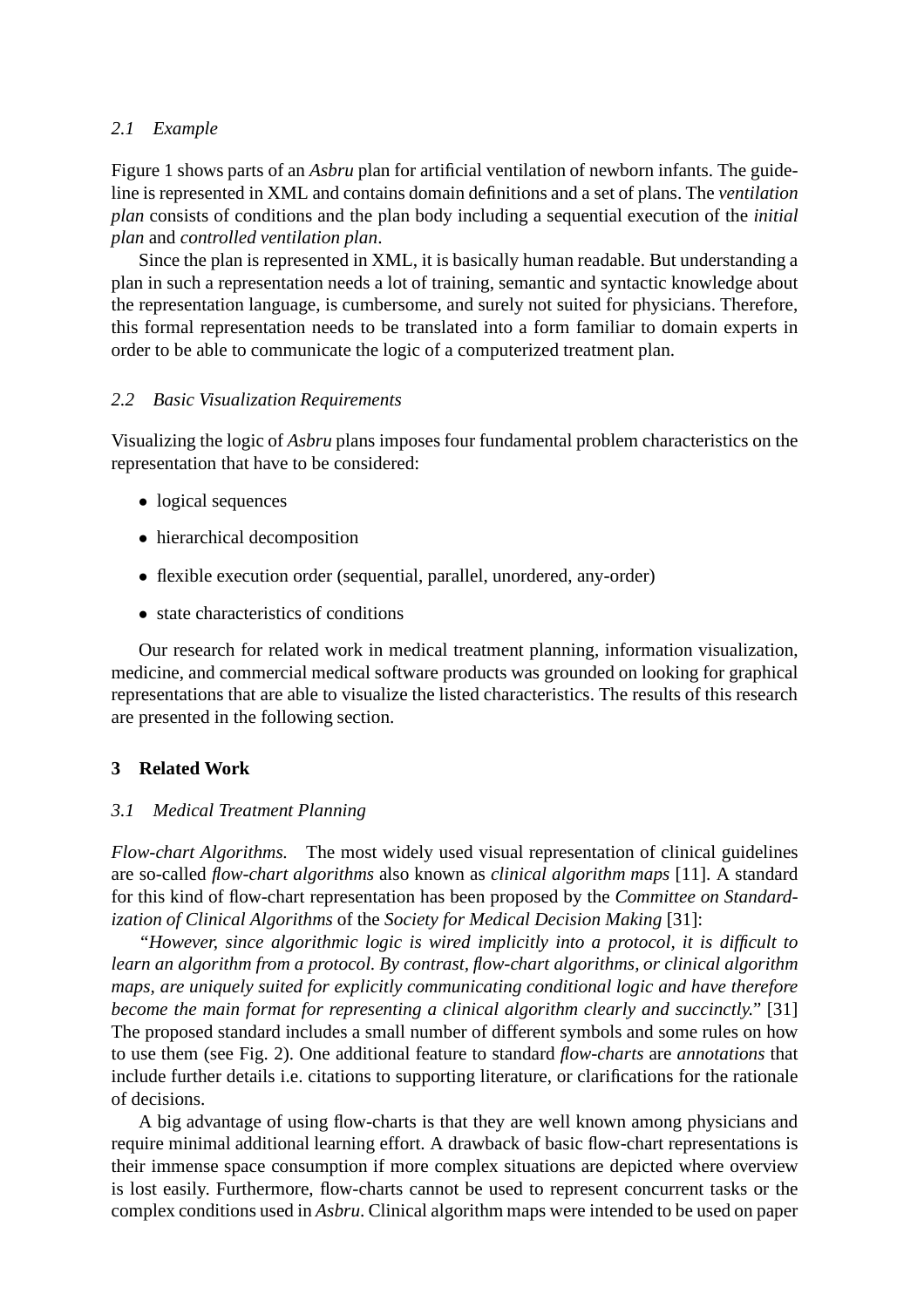### 2.1 Example

Figure 1 shows parts of an *Asbru* plan for artificial ventilation of newborn infants. The guideline is represented in XML and contains domain definitions and a set of plans. The *ventilation plan* consists of conditions and the plan body including a sequential execution of the *initial plan* and *controlled ventilation plan*.

Since the plan is represented in XML, it is basically human readable. But understanding a plan in such a representation needs a lot of training, semantic and syntactic knowledge about the representation language, is cumbersome, and surely not suited for physicians. Therefore, this formal representation needs to be translated into a form familiar to domain experts in order to be able to communicate the logic of a computerized treatment plan.

### 2.2 Basic Visualization Requirements

Visualizing the logic of *Asbru* plans imposes four fundamental problem characteristics on the representation that have to be considered:

- logical sequences
- hierarchical decomposition
- flexible execution order (sequential, parallel, unordered, any-order)
- state characteristics of conditions

Our research for related work in medical treatment planning, information visualization, medicine, and commercial medical software products was grounded on looking for graphical representations that are able to visualize the listed characteristics. The results of this research are presented in the following section.

## 3 Related Work

### 3.1 Medical Treatment Planning

*Flow-chart Algorithms.* The most widely used visual representation of clinical guidelines are so-called *flow-chart algorithms* also known as *clinical algorithm maps* [11]. A standard for this kind of flow-chart representation has been proposed by the *Committee on Standardization of Clinical Algorithms* of the *Society for Medical Decision Making* [31]:

*"However, since algorithmic logic is wired implicitly into a protocol, it is difficult to learn an algorithm from a protocol. By contrast, flow-chart algorithms, or clinical algorithm maps, are uniquely suited for explicitly communicating conditional logic and have therefore become the main format for representing a clinical algorithm clearly and succinctly.*" [31] The proposed standard includes a small number of different symbols and some rules on how to use them (see Fig. 2). One additional feature to standard *flow-charts* are *annotations* that include further details i.e. citations to supporting literature, or clarifications for the rationale of decisions.

A big advantage of using flow-charts is that they are well known among physicians and require minimal additional learning effort. A drawback of basic flow-chart representations is their immense space consumption if more complex situations are depicted where overview is lost easily. Furthermore, flow-charts cannot be used to represent concurrent tasks or the complex conditions used in *Asbru*. Clinical algorithm maps were intended to be used on paper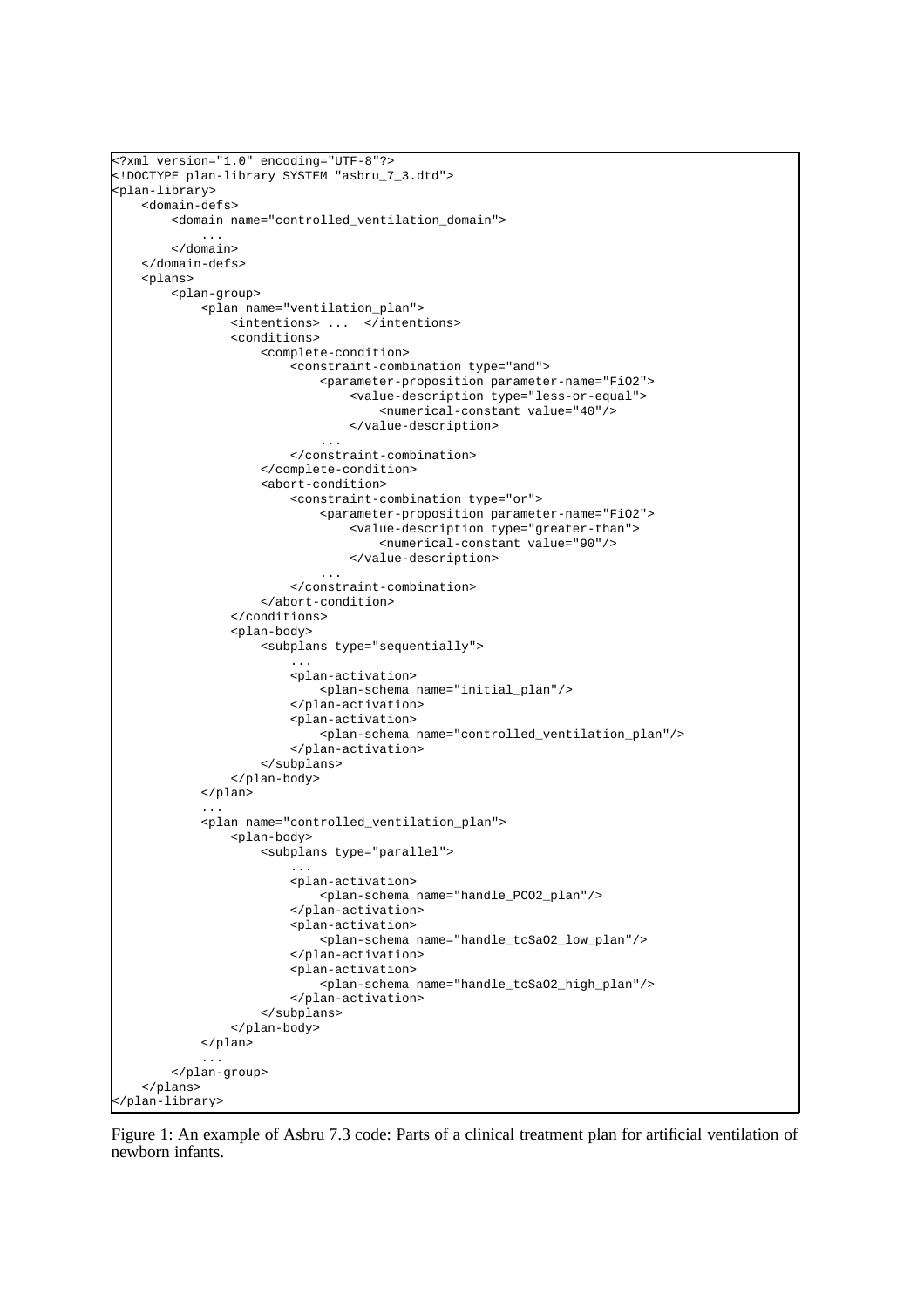```xml
<?xml version="1.0" encoding="UTF-8"?>
<!DOCTYPE plan-library SYSTEM "asbru_7_3.dtd">
<plan-library>
    <domain-defs>
        <domain name="controlled_ventilation_domain">
            ...
        </domain>
    </domain-defs>
    <plans>
        <plan-group>
            <plan name="ventilation_plan">
                <intentions> ...  </intentions>
                <conditions>
                    <complete-condition>
                        <constraint-combination type="and">
                            <parameter-proposition parameter-name="FiO2">
                                <value-description type="less-or-equal">
                                    <numerical-constant value="40"/>
                                </value-description>
                            ...
                        </constraint-combination>
                    </complete-condition>
                    <abort-condition>
                        <constraint-combination type="or">
                            <parameter-proposition parameter-name="FiO2">
                                <value-description type="greater-than">
                                    <numerical-constant value="90"/>
                                </value-description>
                            ...
                        </constraint-combination>
                    </abort-condition>
                </conditions>
                <plan-body>
                    <subplans type="sequentially">
                        ...
                        <plan-activation>
                            <plan-schema name="initial_plan"/>
                        </plan-activation>
                        <plan-activation>
                            <plan-schema name="controlled_ventilation_plan"/>
                        </plan-activation>
                    </subplans>
                </plan-body>
            </plan>
            ...
            <plan name="controlled_ventilation_plan">
                <plan-body>
                    <subplans type="parallel">
                        ...
                        <plan-activation>
                            <plan-schema name="handle_PCO2_plan"/>
                        </plan-activation>
                        <plan-activation>
                            <plan-schema name="handle_tcSaO2_low_plan"/>
                        </plan-activation>
                        <plan-activation>
                            <plan-schema name="handle_tcSaO2_high_plan"/>
                        </plan-activation>
                    </subplans>
                </plan-body>
            </plan>
            ...
        </plan-group>
    </plans>
</plan-library>
```

Figure 1: An example of Asbru 7.3 code: Parts of a clinical treatment plan for artificial ventilation of newborn infants.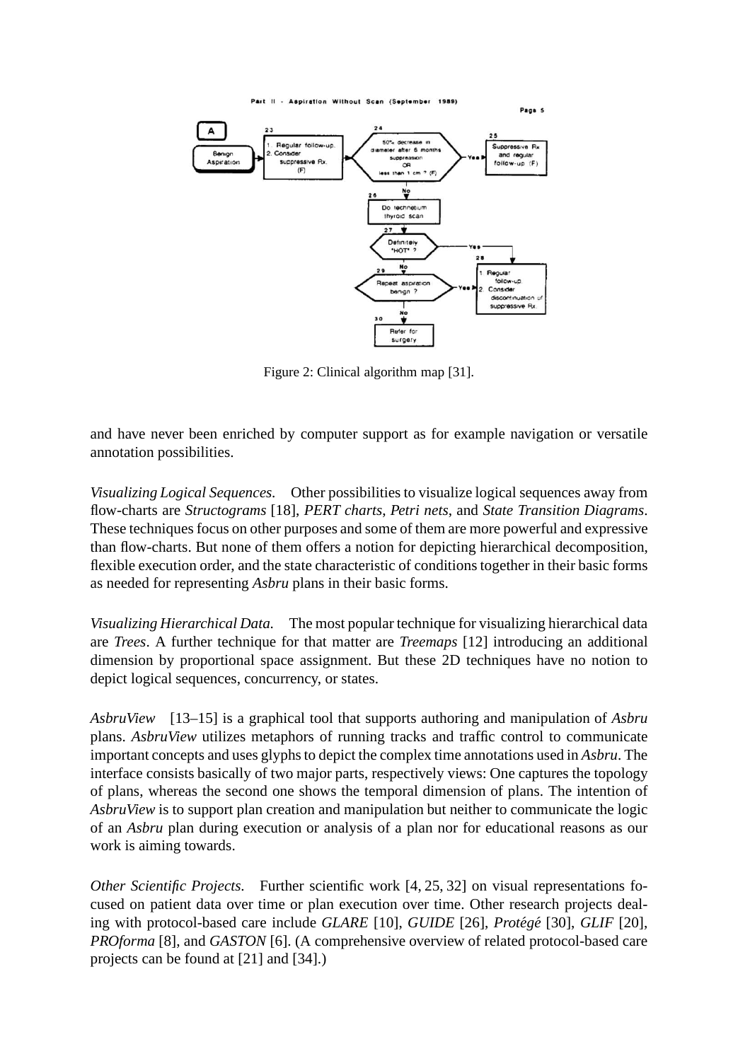Figure 2: Clinical algorithm map [31].

and have never been enriched by computer support as for example navigation or versatile annotation possibilities.

*Visualizing Logical Sequences.* Other possibilities to visualize logical sequences away from flow-charts are *Structograms* [18], *PERT charts*, *Petri nets*, and *State Transition Diagrams*. These techniques focus on other purposes and some of them are more powerful and expressive than flow-charts. But none of them offers a notion for depicting hierarchical decomposition, flexible execution order, and the state characteristic of conditions together in their basic forms as needed for representing *Asbru* plans in their basic forms.

*Visualizing Hierarchical Data.* The most popular technique for visualizing hierarchical data are *Trees*. A further technique for that matter are *Treemaps* [12] introducing an additional dimension by proportional space assignment. But these 2D techniques have no notion to depict logical sequences, concurrency, or states.

*AsbruView* [13–15] is a graphical tool that supports authoring and manipulation of *Asbru* plans. *AsbruView* utilizes metaphors of running tracks and traffic control to communicate important concepts and uses glyphs to depict the complex time annotations used in *Asbru*. The interface consists basically of two major parts, respectively views: One captures the topology of plans, whereas the second one shows the temporal dimension of plans. The intention of *AsbruView* is to support plan creation and manipulation but neither to communicate the logic of an *Asbru* plan during execution or analysis of a plan nor for educational reasons as our work is aiming towards.

*Other Scientific Projects.* Further scientific work [4, 25, 32] on visual representations focused on patient data over time or plan execution over time. Other research projects dealing with protocol-based care include *GLARE* [10], *GUIDE* [26], *Protégé* [30], *GLIF* [20], *PROforma* [8], and *GASTON* [6]. (A comprehensive overview of related protocol-based care projects can be found at [21] and [34].)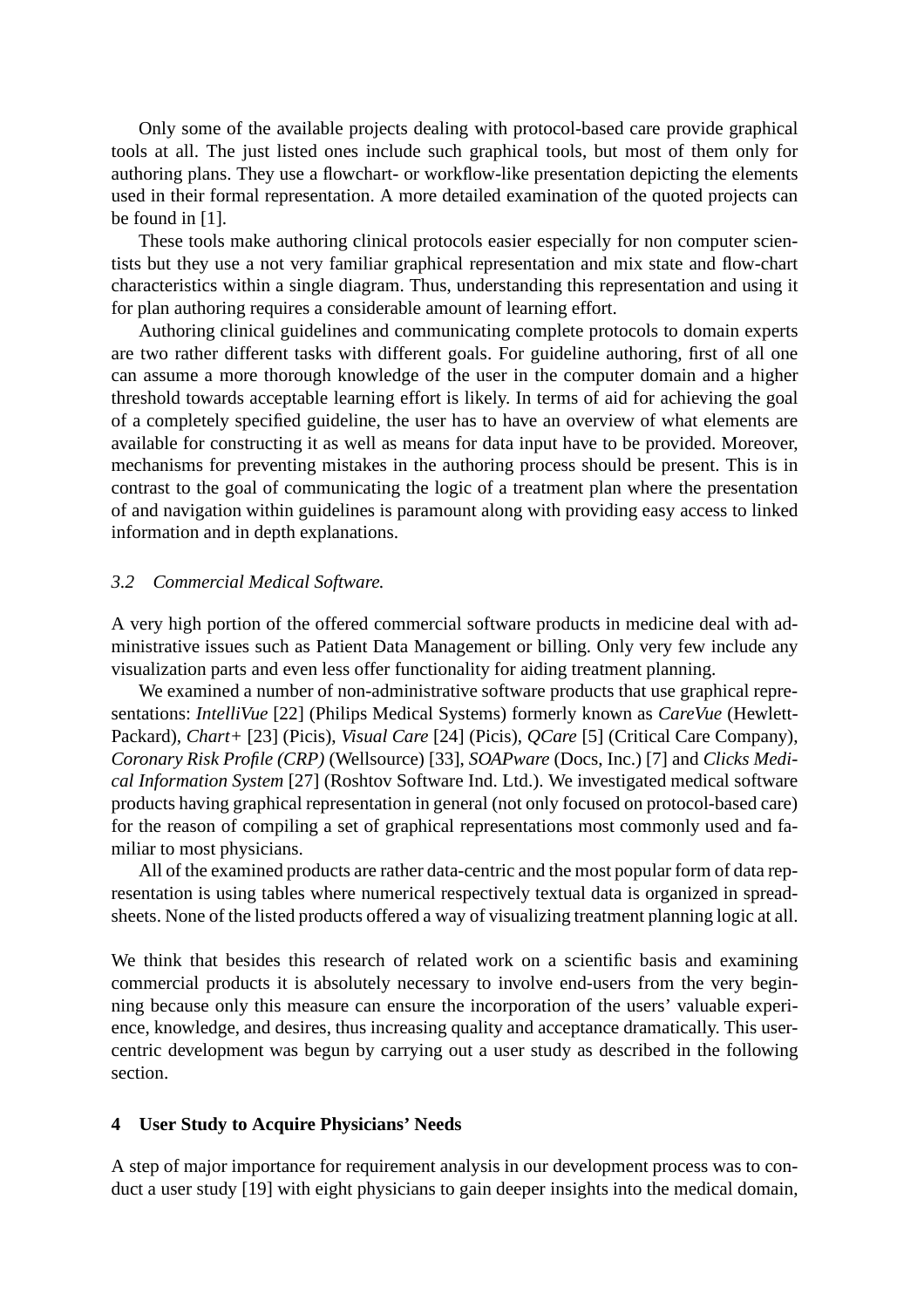Only some of the available projects dealing with protocol-based care provide graphical tools at all. The just listed ones include such graphical tools, but most of them only for authoring plans. They use a flowchart- or workflow-like presentation depicting the elements used in their formal representation. A more detailed examination of the quoted projects can be found in [1].

These tools make authoring clinical protocols easier especially for non computer scientists but they use a not very familiar graphical representation and mix state and flow-chart characteristics within a single diagram. Thus, understanding this representation and using it for plan authoring requires a considerable amount of learning effort.

Authoring clinical guidelines and communicating complete protocols to domain experts are two rather different tasks with different goals. For guideline authoring, first of all one can assume a more thorough knowledge of the user in the computer domain and a higher threshold towards acceptable learning effort is likely. In terms of aid for achieving the goal of a completely specified guideline, the user has to have an overview of what elements are available for constructing it as well as means for data input have to be provided. Moreover, mechanisms for preventing mistakes in the authoring process should be present. This is in contrast to the goal of communicating the logic of a treatment plan where the presentation of and navigation within guidelines is paramount along with providing easy access to linked information and in depth explanations.

### *3.2 Commercial Medical Software.*

A very high portion of the offered commercial software products in medicine deal with administrative issues such as Patient Data Management or billing. Only very few include any visualization parts and even less offer functionality for aiding treatment planning.

We examined a number of non-administrative software products that use graphical representations: *IntelliVue* [22] (Philips Medical Systems) formerly known as *CareVue* (Hewlett-Packard), *Chart+* [23] (Picis), *Visual Care* [24] (Picis), *QCare* [5] (Critical Care Company), *Coronary Risk Profile (CRP)* (Wellsource) [33], *SOAPware* (Docs, Inc.) [7] and *Clicks Medical Information System* [27] (Roshtov Software Ind. Ltd.). We investigated medical software products having graphical representation in general (not only focused on protocol-based care) for the reason of compiling a set of graphical representations most commonly used and familiar to most physicians.

All of the examined products are rather data-centric and the most popular form of data representation is using tables where numerical respectively textual data is organized in spreadsheets. None of the listed products offered a way of visualizing treatment planning logic at all.

We think that besides this research of related work on a scientific basis and examining commercial products it is absolutely necessary to involve end-users from the very beginning because only this measure can ensure the incorporation of the users' valuable experience, knowledge, and desires, thus increasing quality and acceptance dramatically. This user-centric development was begun by carrying out a user study as described in the following section.

## **4 User Study to Acquire Physicians' Needs**

A step of major importance for requirement analysis in our development process was to conduct a user study [19] with eight physicians to gain deeper insights into the medical domain,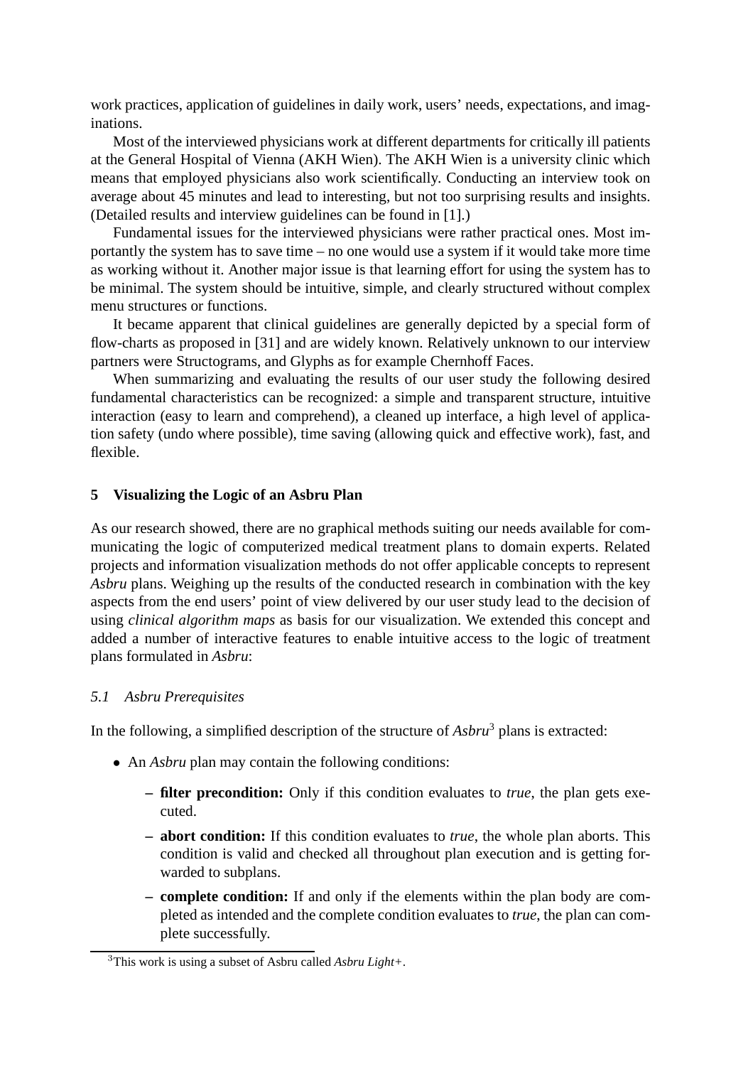work practices, application of guidelines in daily work, users' needs, expectations, and imaginations.

Most of the interviewed physicians work at different departments for critically ill patients at the General Hospital of Vienna (AKH Wien). The AKH Wien is a university clinic which means that employed physicians also work scientifically. Conducting an interview took on average about 45 minutes and lead to interesting, but not too surprising results and insights. (Detailed results and interview guidelines can be found in [1].)

Fundamental issues for the interviewed physicians were rather practical ones. Most importantly the system has to save time – no one would use a system if it would take more time as working without it. Another major issue is that learning effort for using the system has to be minimal. The system should be intuitive, simple, and clearly structured without complex menu structures or functions.

It became apparent that clinical guidelines are generally depicted by a special form of flow-charts as proposed in [31] and are widely known. Relatively unknown to our interview partners were Structograms, and Glyphs as for example Chernhoff Faces.

When summarizing and evaluating the results of our user study the following desired fundamental characteristics can be recognized: a simple and transparent structure, intuitive interaction (easy to learn and comprehend), a cleaned up interface, a high level of application safety (undo where possible), time saving (allowing quick and effective work), fast, and flexible.

## 5 Visualizing the Logic of an Asbru Plan

As our research showed, there are no graphical methods suiting our needs available for communicating the logic of computerized medical treatment plans to domain experts. Related projects and information visualization methods do not offer applicable concepts to represent *Asbru* plans. Weighing up the results of the conducted research in combination with the key aspects from the end users' point of view delivered by our user study lead to the decision of using *clinical algorithm maps* as basis for our visualization. We extended this concept and added a number of interactive features to enable intuitive access to the logic of treatment plans formulated in *Asbru*:

### *5.1 Asbru Prerequisites*

In the following, a simplified description of the structure of *Asbru*[3] plans is extracted:

- An *Asbru* plan may contain the following conditions:
  - **filter precondition:** Only if this condition evaluates to *true*, the plan gets executed.
  - **abort condition:** If this condition evaluates to *true*, the whole plan aborts. This condition is valid and checked all throughout plan execution and is getting forwarded to subplans.
  - **complete condition:** If and only if the elements within the plan body are completed as intended and the complete condition evaluates to *true*, the plan can complete successfully.

[3] This work is using a subset of Asbru called *Asbru Light+*.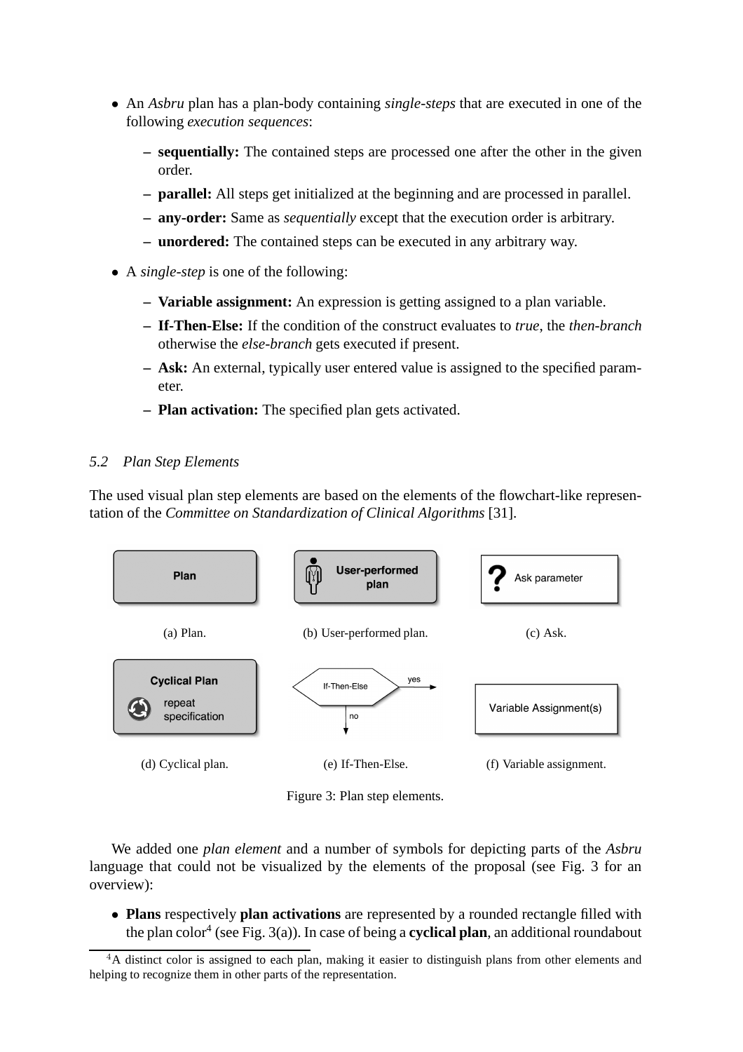- An *Asbru* plan has a plan-body containing *single-steps* that are executed in one of the following *execution sequences*:
  - **sequentially:** The contained steps are processed one after the other in the given order.
  - **parallel:** All steps get initialized at the beginning and are processed in parallel.
  - **any-order:** Same as *sequentially* except that the execution order is arbitrary.
  - **unordered:** The contained steps can be executed in any arbitrary way.
- A *single-step* is one of the following:
  - **Variable assignment:** An expression is getting assigned to a plan variable.
  - **If-Then-Else:** If the condition of the construct evaluates to *true*, the *then-branch* otherwise the *else-branch* gets executed if present.
  - **Ask:** An external, typically user entered value is assigned to the specified parameter.
  - **Plan activation:** The specified plan gets activated.

### 5.2 Plan Step Elements

The used visual plan step elements are based on the elements of the flowchart-like representation of the *Committee on Standardization of Clinical Algorithms* [31].

Plan

(a) Plan.

User-performed plan

(b) User-performed plan.

Ask parameter

(c) Ask.

Cyclical Plan
repeat specification

(d) Cyclical plan.

If-Then-Else
yes
no

(e) If-Then-Else.

Variable Assignment(s)

(f) Variable assignment.

Figure 3: Plan step elements.

We added one *plan element* and a number of symbols for depicting parts of the *Asbru* language that could not be visualized by the elements of the proposal (see Fig. 3 for an overview):

- **Plans** respectively **plan activations** are represented by a rounded rectangle filled with the plan color[4] (see Fig. 3(a)). In case of being a **cyclical plan**, an additional roundabout

[4] A distinct color is assigned to each plan, making it easier to distinguish plans from other elements and helping to recognize them in other parts of the representation.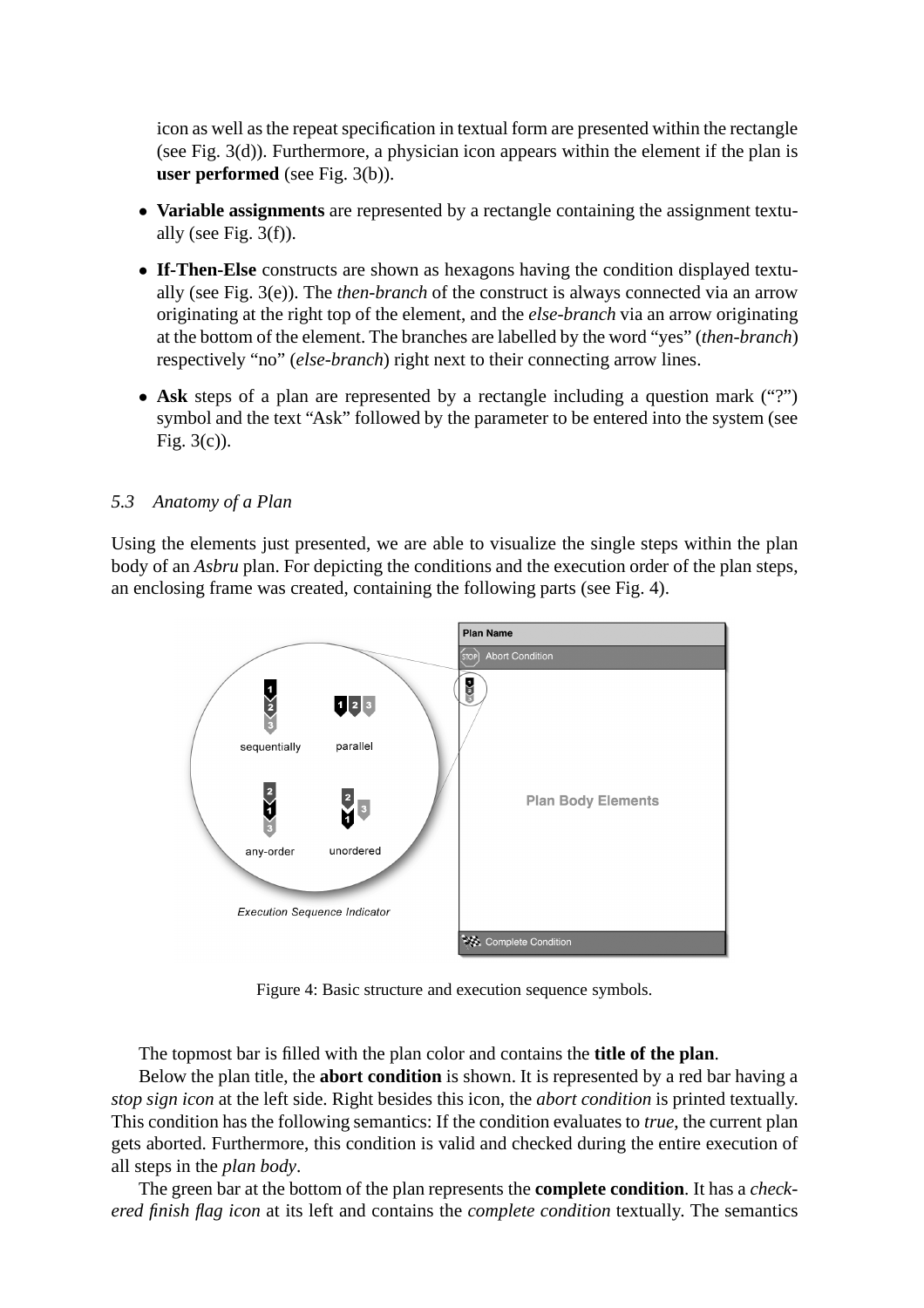icon as well as the repeat specification in textual form are presented within the rectangle (see Fig. 3(d)). Furthermore, a physician icon appears within the element if the plan is **user performed** (see Fig. 3(b)).

- **Variable assignments** are represented by a rectangle containing the assignment textually (see Fig. 3(f)).
- **If-Then-Else** constructs are shown as hexagons having the condition displayed textually (see Fig. 3(e)). The *then-branch* of the construct is always connected via an arrow originating at the right top of the element, and the *else-branch* via an arrow originating at the bottom of the element. The branches are labelled by the word "yes" (*then-branch*) respectively "no" (*else-branch*) right next to their connecting arrow lines.
- **Ask** steps of a plan are represented by a rectangle including a question mark ("?") symbol and the text "Ask" followed by the parameter to be entered into the system (see Fig. 3(c)).

### *5.3 Anatomy of a Plan*

Using the elements just presented, we are able to visualize the single steps within the plan body of an *Asbru* plan. For depicting the conditions and the execution order of the plan steps, an enclosing frame was created, containing the following parts (see Fig. 4).

Figure 4: Basic structure and execution sequence symbols.

The topmost bar is filled with the plan color and contains the **title of the plan**.

Below the plan title, the **abort condition** is shown. It is represented by a red bar having a *stop sign icon* at the left side. Right besides this icon, the *abort condition* is printed textually. This condition has the following semantics: If the condition evaluates to *true*, the current plan gets aborted. Furthermore, this condition is valid and checked during the entire execution of all steps in the *plan body*.

The green bar at the bottom of the plan represents the **complete condition**. It has a *checkered finish flag icon* at its left and contains the *complete condition* textually. The semantics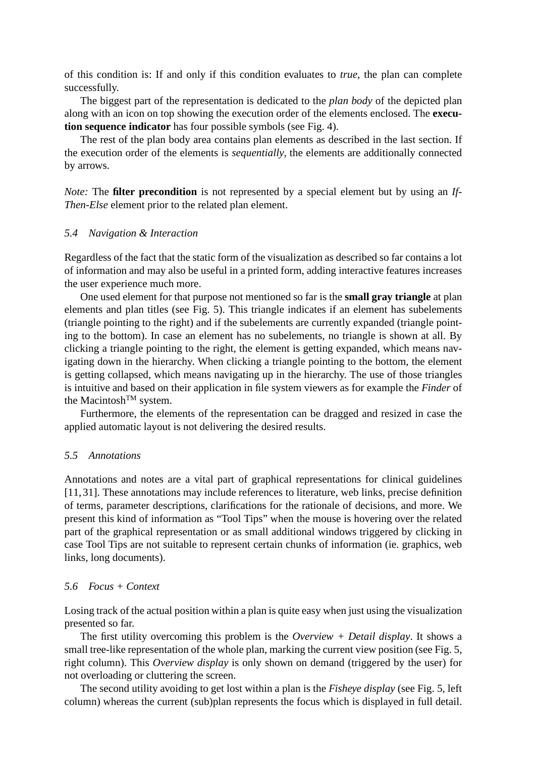of this condition is: If and only if this condition evaluates to *true*, the plan can complete successfully.

The biggest part of the representation is dedicated to the *plan body* of the depicted plan along with an icon on top showing the execution order of the elements enclosed. The **execution sequence indicator** has four possible symbols (see Fig. 4).

The rest of the plan body area contains plan elements as described in the last section. If the execution order of the elements is *sequentially*, the elements are additionally connected by arrows.

*Note:* The **filter precondition** is not represented by a special element but by using an *If-Then-Else* element prior to the related plan element.

### *5.4 Navigation & Interaction*

Regardless of the fact that the static form of the visualization as described so far contains a lot of information and may also be useful in a printed form, adding interactive features increases the user experience much more.

One used element for that purpose not mentioned so far is the **small gray triangle** at plan elements and plan titles (see Fig. 5). This triangle indicates if an element has subelements (triangle pointing to the right) and if the subelements are currently expanded (triangle pointing to the bottom). In case an element has no subelements, no triangle is shown at all. By clicking a triangle pointing to the right, the element is getting expanded, which means navigating down in the hierarchy. When clicking a triangle pointing to the bottom, the element is getting collapsed, which means navigating up in the hierarchy. The use of those triangles is intuitive and based on their application in file system viewers as for example the *Finder* of the Macintosh™ system.

Furthermore, the elements of the representation can be dragged and resized in case the applied automatic layout is not delivering the desired results.

### *5.5 Annotations*

Annotations and notes are a vital part of graphical representations for clinical guidelines [11, 31]. These annotations may include references to literature, web links, precise definition of terms, parameter descriptions, clarifications for the rationale of decisions, and more. We present this kind of information as “Tool Tips” when the mouse is hovering over the related part of the graphical representation or as small additional windows triggered by clicking in case Tool Tips are not suitable to represent certain chunks of information (ie. graphics, web links, long documents).

### *5.6 Focus + Context*

Losing track of the actual position within a plan is quite easy when just using the visualization presented so far.

The first utility overcoming this problem is the *Overview + Detail display*. It shows a small tree-like representation of the whole plan, marking the current view position (see Fig. 5, right column). This *Overview display* is only shown on demand (triggered by the user) for not overloading or cluttering the screen.

The second utility avoiding to get lost within a plan is the *Fisheye display* (see Fig. 5, left column) whereas the current (sub)plan represents the focus which is displayed in full detail.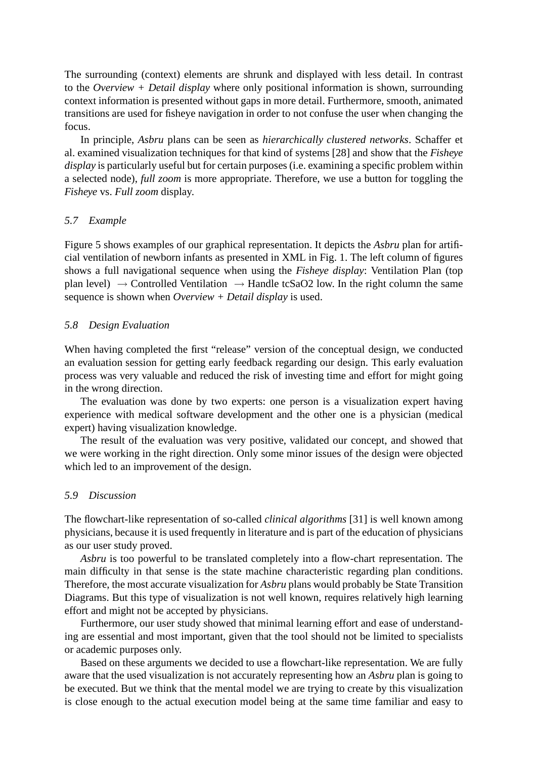The surrounding (context) elements are shrunk and displayed with less detail. In contrast to the *Overview + Detail display* where only positional information is shown, surrounding context information is presented without gaps in more detail. Furthermore, smooth, animated transitions are used for fisheye navigation in order to not confuse the user when changing the focus.

In principle, *Asbru* plans can be seen as *hierarchically clustered networks*. Schaffer et al. examined visualization techniques for that kind of systems [28] and show that the *Fisheye display* is particularly useful but for certain purposes (i.e. examining a specific problem within a selected node), *full zoom* is more appropriate. Therefore, we use a button for toggling the *Fisheye* vs. *Full zoom* display.

### 5.7 Example

Figure 5 shows examples of our graphical representation. It depicts the *Asbru* plan for artificial ventilation of newborn infants as presented in XML in Fig. 1. The left column of figures shows a full navigational sequence when using the *Fisheye display*: Ventilation Plan (top plan level) → Controlled Ventilation → Handle tcSaO2 low. In the right column the same sequence is shown when *Overview + Detail display* is used.

### 5.8 Design Evaluation

When having completed the first “release” version of the conceptual design, we conducted an evaluation session for getting early feedback regarding our design. This early evaluation process was very valuable and reduced the risk of investing time and effort for might going in the wrong direction.

The evaluation was done by two experts: one person is a visualization expert having experience with medical software development and the other one is a physician (medical expert) having visualization knowledge.

The result of the evaluation was very positive, validated our concept, and showed that we were working in the right direction. Only some minor issues of the design were objected which led to an improvement of the design.

### 5.9 Discussion

The flowchart-like representation of so-called *clinical algorithms* [31] is well known among physicians, because it is used frequently in literature and is part of the education of physicians as our user study proved.

*Asbru* is too powerful to be translated completely into a flow-chart representation. The main difficulty in that sense is the state machine characteristic regarding plan conditions. Therefore, the most accurate visualization for *Asbru* plans would probably be State Transition Diagrams. But this type of visualization is not well known, requires relatively high learning effort and might not be accepted by physicians.

Furthermore, our user study showed that minimal learning effort and ease of understanding are essential and most important, given that the tool should not be limited to specialists or academic purposes only.

Based on these arguments we decided to use a flowchart-like representation. We are fully aware that the used visualization is not accurately representing how an *Asbru* plan is going to be executed. But we think that the mental model we are trying to create by this visualization is close enough to the actual execution model being at the same time familiar and easy to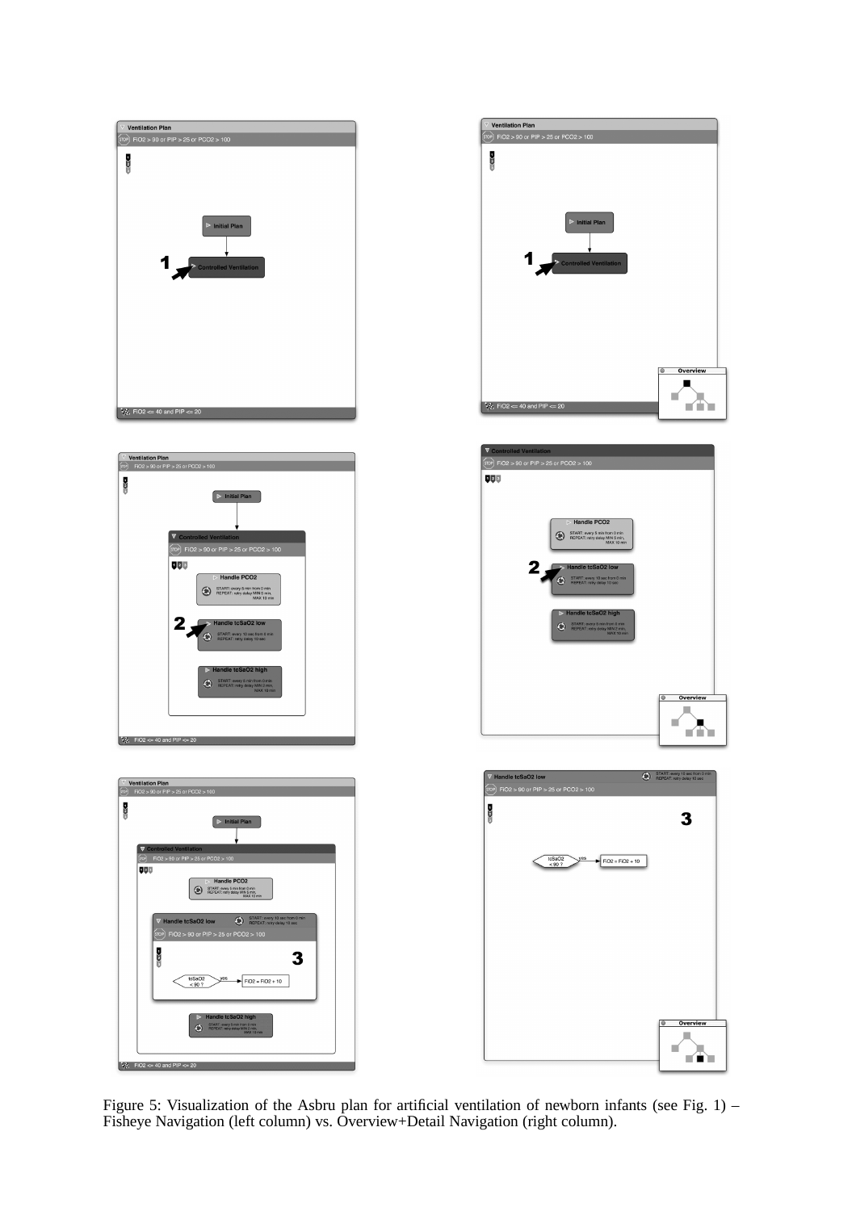Figure 5: Visualization of the Asbru plan for artificial ventilation of newborn infants (see Fig. 1) – Fisheye Navigation (left column) vs. Overview+Detail Navigation (right column).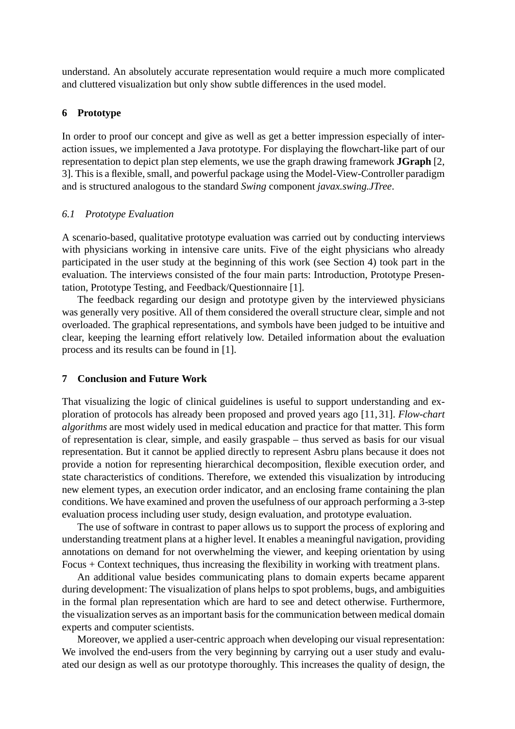understand. An absolutely accurate representation would require a much more complicated and cluttered visualization but only show subtle differences in the used model.

## 6 Prototype

In order to proof our concept and give as well as get a better impression especially of interaction issues, we implemented a Java prototype. For displaying the flowchart-like part of our representation to depict plan step elements, we use the graph drawing framework **JGraph** [2, 3]. This is a flexible, small, and powerful package using the Model-View-Controller paradigm and is structured analogous to the standard *Swing* component *javax.swing.JTree*.

### *6.1 Prototype Evaluation*

A scenario-based, qualitative prototype evaluation was carried out by conducting interviews with physicians working in intensive care units. Five of the eight physicians who already participated in the user study at the beginning of this work (see Section 4) took part in the evaluation. The interviews consisted of the four main parts: Introduction, Prototype Presentation, Prototype Testing, and Feedback/Questionnaire [1].

The feedback regarding our design and prototype given by the interviewed physicians was generally very positive. All of them considered the overall structure clear, simple and not overloaded. The graphical representations, and symbols have been judged to be intuitive and clear, keeping the learning effort relatively low. Detailed information about the evaluation process and its results can be found in [1].

## 7 Conclusion and Future Work

That visualizing the logic of clinical guidelines is useful to support understanding and exploration of protocols has already been proposed and proved years ago [11, 31]. *Flow-chart algorithms* are most widely used in medical education and practice for that matter. This form of representation is clear, simple, and easily graspable – thus served as basis for our visual representation. But it cannot be applied directly to represent Asbru plans because it does not provide a notion for representing hierarchical decomposition, flexible execution order, and state characteristics of conditions. Therefore, we extended this visualization by introducing new element types, an execution order indicator, and an enclosing frame containing the plan conditions. We have examined and proven the usefulness of our approach performing a 3-step evaluation process including user study, design evaluation, and prototype evaluation.

The use of software in contrast to paper allows us to support the process of exploring and understanding treatment plans at a higher level. It enables a meaningful navigation, providing annotations on demand for not overwhelming the viewer, and keeping orientation by using Focus + Context techniques, thus increasing the flexibility in working with treatment plans.

An additional value besides communicating plans to domain experts became apparent during development: The visualization of plans helps to spot problems, bugs, and ambiguities in the formal plan representation which are hard to see and detect otherwise. Furthermore, the visualization serves as an important basis for the communication between medical domain experts and computer scientists.

Moreover, we applied a user-centric approach when developing our visual representation: We involved the end-users from the very beginning by carrying out a user study and evaluated our design as well as our prototype thoroughly. This increases the quality of design, the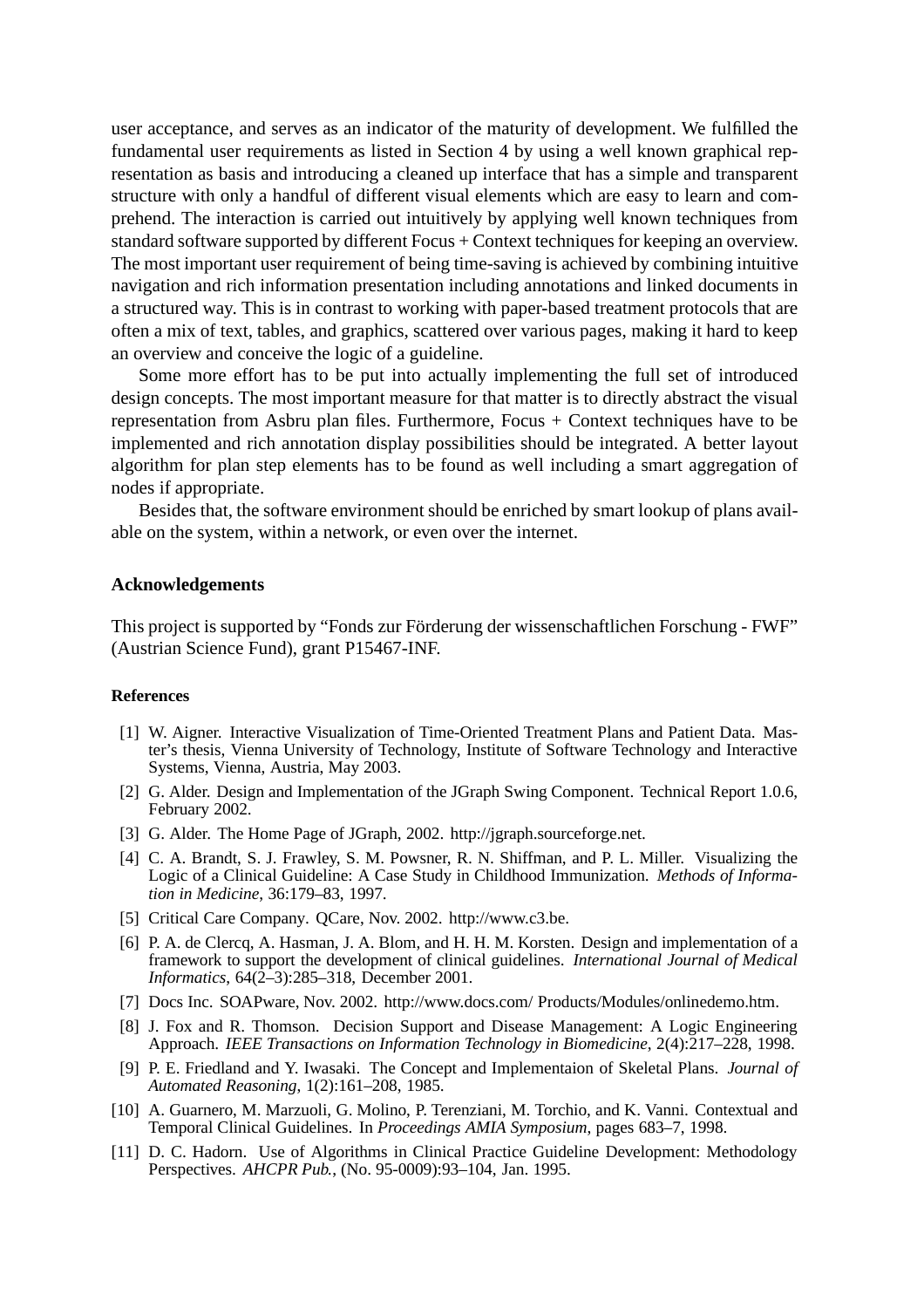user acceptance, and serves as an indicator of the maturity of development. We fulfilled the fundamental user requirements as listed in Section 4 by using a well known graphical representation as basis and introducing a cleaned up interface that has a simple and transparent structure with only a handful of different visual elements which are easy to learn and comprehend. The interaction is carried out intuitively by applying well known techniques from standard software supported by different Focus + Context techniques for keeping an overview. The most important user requirement of being time-saving is achieved by combining intuitive navigation and rich information presentation including annotations and linked documents in a structured way. This is in contrast to working with paper-based treatment protocols that are often a mix of text, tables, and graphics, scattered over various pages, making it hard to keep an overview and conceive the logic of a guideline.

Some more effort has to be put into actually implementing the full set of introduced design concepts. The most important measure for that matter is to directly abstract the visual representation from Asbru plan files. Furthermore, Focus + Context techniques have to be implemented and rich annotation display possibilities should be integrated. A better layout algorithm for plan step elements has to be found as well including a smart aggregation of nodes if appropriate.

Besides that, the software environment should be enriched by smart lookup of plans available on the system, within a network, or even over the internet.

## Acknowledgements

This project is supported by "Fonds zur Förderung der wissenschaftlichen Forschung - FWF" (Austrian Science Fund), grant P15467-INF.

## References

[1] W. Aigner. Interactive Visualization of Time-Oriented Treatment Plans and Patient Data. Master's thesis, Vienna University of Technology, Institute of Software Technology and Interactive Systems, Vienna, Austria, May 2003.

[2] G. Alder. Design and Implementation of the JGraph Swing Component. Technical Report 1.0.6, February 2002.

[3] G. Alder. The Home Page of JGraph, 2002. http://jgraph.sourceforge.net.

[4] C. A. Brandt, S. J. Frawley, S. M. Powsner, R. N. Shiffman, and P. L. Miller. Visualizing the Logic of a Clinical Guideline: A Case Study in Childhood Immunization. *Methods of Information in Medicine*, 36:179–83, 1997.

[5] Critical Care Company. QCare, Nov. 2002. http://www.c3.be.

[6] P. A. de Clercq, A. Hasman, J. A. Blom, and H. H. M. Korsten. Design and implementation of a framework to support the development of clinical guidelines. *International Journal of Medical Informatics*, 64(2–3):285–318, December 2001.

[7] Docs Inc. SOAPware, Nov. 2002. http://www.docs.com/ Products/Modules/onlinedemo.htm.

[8] J. Fox and R. Thomson. Decision Support and Disease Management: A Logic Engineering Approach. *IEEE Transactions on Information Technology in Biomedicine*, 2(4):217–228, 1998.

[9] P. E. Friedland and Y. Iwasaki. The Concept and Implementaion of Skeletal Plans. *Journal of Automated Reasoning*, 1(2):161–208, 1985.

[10] A. Guarnero, M. Marzuoli, G. Molino, P. Terenziani, M. Torchio, and K. Vanni. Contextual and Temporal Clinical Guidelines. In *Proceedings AMIA Symposium*, pages 683–7, 1998.

[11] D. C. Hadorn. Use of Algorithms in Clinical Practice Guideline Development: Methodology Perspectives. *AHCPR Pub.*, (No. 95-0009):93–104, Jan. 1995.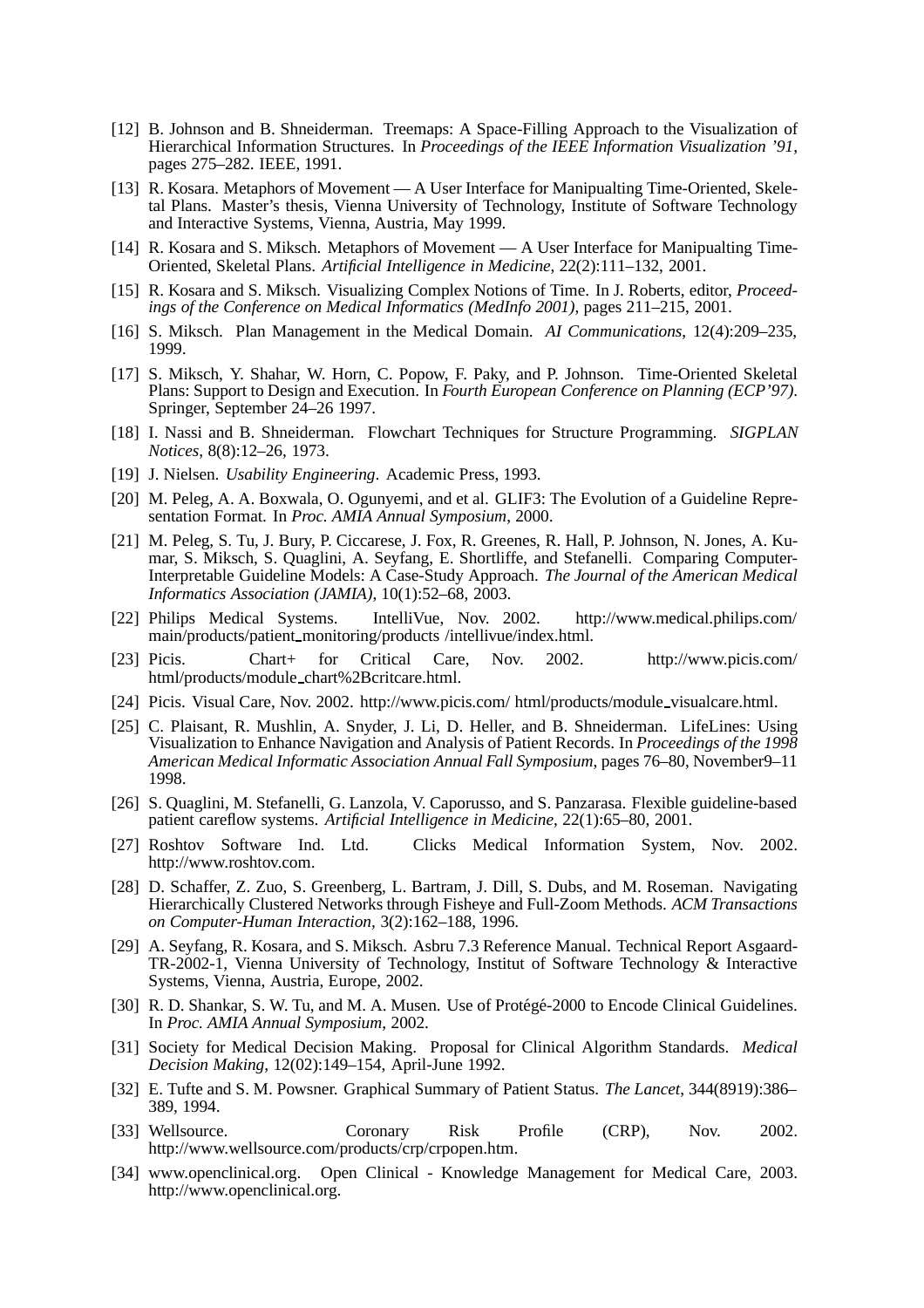[12] B. Johnson and B. Shneiderman. Treemaps: A Space-Filling Approach to the Visualization of Hierarchical Information Structures. In *Proceedings of the IEEE Information Visualization '91*, pages 275–282. IEEE, 1991.

[13] R. Kosara. Metaphors of Movement — A User Interface for Manipualting Time-Oriented, Skeletal Plans. Master's thesis, Vienna University of Technology, Institute of Software Technology and Interactive Systems, Vienna, Austria, May 1999.

[14] R. Kosara and S. Miksch. Metaphors of Movement — A User Interface for Manipualting Time-Oriented, Skeletal Plans. *Artificial Intelligence in Medicine*, 22(2):111–132, 2001.

[15] R. Kosara and S. Miksch. Visualizing Complex Notions of Time. In J. Roberts, editor, *Proceedings of the Conference on Medical Informatics (MedInfo 2001)*, pages 211–215, 2001.

[16] S. Miksch. Plan Management in the Medical Domain. *AI Communications*, 12(4):209–235, 1999.

[17] S. Miksch, Y. Shahar, W. Horn, C. Popow, F. Paky, and P. Johnson. Time-Oriented Skeletal Plans: Support to Design and Execution. In *Fourth European Conference on Planning (ECP'97)*. Springer, September 24–26 1997.

[18] I. Nassi and B. Shneiderman. Flowchart Techniques for Structure Programming. *SIGPLAN Notices*, 8(8):12–26, 1973.

[19] J. Nielsen. *Usability Engineering*. Academic Press, 1993.

[20] M. Peleg, A. A. Boxwala, O. Ogunyemi, and et al. GLIF3: The Evolution of a Guideline Representation Format. In *Proc. AMIA Annual Symposium*, 2000.

[21] M. Peleg, S. Tu, J. Bury, P. Ciccarese, J. Fox, R. Greenes, R. Hall, P. Johnson, N. Jones, A. Kumar, S. Miksch, S. Quaglini, A. Seyfang, E. Shortliffe, and Stefanelli. Comparing Computer-Interpretable Guideline Models: A Case-Study Approach. *The Journal of the American Medical Informatics Association (JAMIA)*, 10(1):52–68, 2003.

[22] Philips Medical Systems. IntelliVue, Nov. 2002. http://www.medical.philips.com/main/products/patient_monitoring/products /intellivue/index.html.

[23] Picis. Chart+ for Critical Care, Nov. 2002. http://www.picis.com/html/products/module_chart%2Bcritcare.html.

[24] Picis. Visual Care, Nov. 2002. http://www.picis.com/ html/products/module_visualcare.html.

[25] C. Plaisant, R. Mushlin, A. Snyder, J. Li, D. Heller, and B. Shneiderman. LifeLines: Using Visualization to Enhance Navigation and Analysis of Patient Records. In *Proceedings of the 1998 American Medical Informatic Association Annual Fall Symposium*, pages 76–80, November9–11 1998.

[26] S. Quaglini, M. Stefanelli, G. Lanzola, V. Caporusso, and S. Panzarasa. Flexible guideline-based patient careflow systems. *Artificial Intelligence in Medicine*, 22(1):65–80, 2001.

[27] Roshtov Software Ind. Ltd. Clicks Medical Information System, Nov. 2002. http://www.roshtov.com.

[28] D. Schaffer, Z. Zuo, S. Greenberg, L. Bartram, J. Dill, S. Dubs, and M. Roseman. Navigating Hierarchically Clustered Networks through Fisheye and Full-Zoom Methods. *ACM Transactions on Computer-Human Interaction*, 3(2):162–188, 1996.

[29] A. Seyfang, R. Kosara, and S. Miksch. Asbru 7.3 Reference Manual. Technical Report Asgaard-TR-2002-1, Vienna University of Technology, Institut of Software Technology & Interactive Systems, Vienna, Austria, Europe, 2002.

[30] R. D. Shankar, S. W. Tu, and M. A. Musen. Use of Protégé-2000 to Encode Clinical Guidelines. In *Proc. AMIA Annual Symposium*, 2002.

[31] Society for Medical Decision Making. Proposal for Clinical Algorithm Standards. *Medical Decision Making*, 12(02):149–154, April-June 1992.

[32] E. Tufte and S. M. Powsner. Graphical Summary of Patient Status. *The Lancet*, 344(8919):386–389, 1994.

[33] Wellsource. Coronary Risk Profile (CRP), Nov. 2002. http://www.wellsource.com/products/crp/crpopen.htm.

[34] www.openclinical.org. Open Clinical - Knowledge Management for Medical Care, 2003. http://www.openclinical.org.